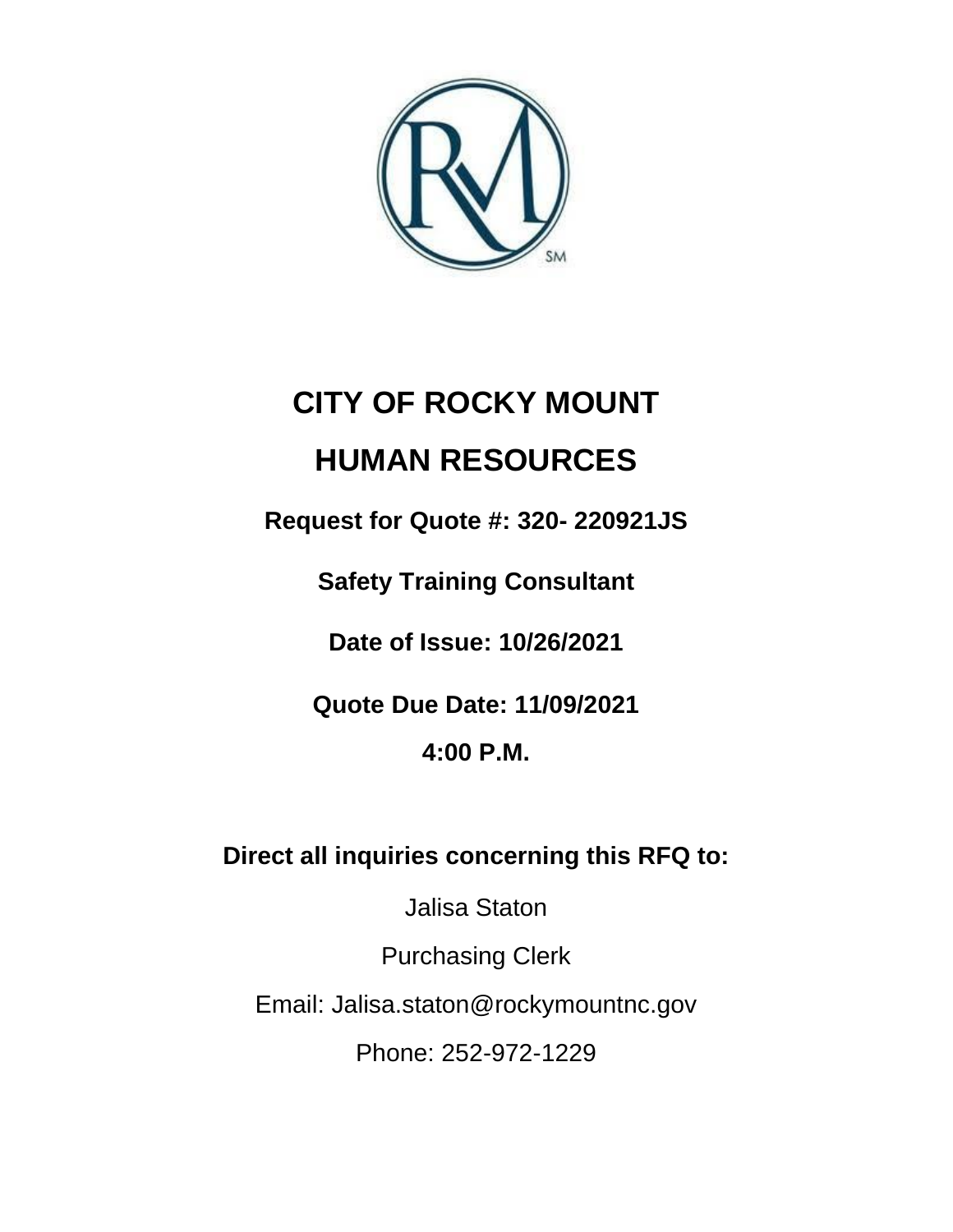# CITY OF ROCKY MOUNT

# HUMAN RESOURCES

**Request for Quote #: 320- 220921JS**

**Safety Training Consultant**

**Date of Issue: 10/26/2021**

**Quote Due Date: 11/09/2021**

**4:00 P.M.**

**Direct all inquiries concerning this RFQ to:**

Jalisa Staton

Purchasing Clerk

Email: Jalisa.staton@rockymountnc.gov

Phone: 252-972-1229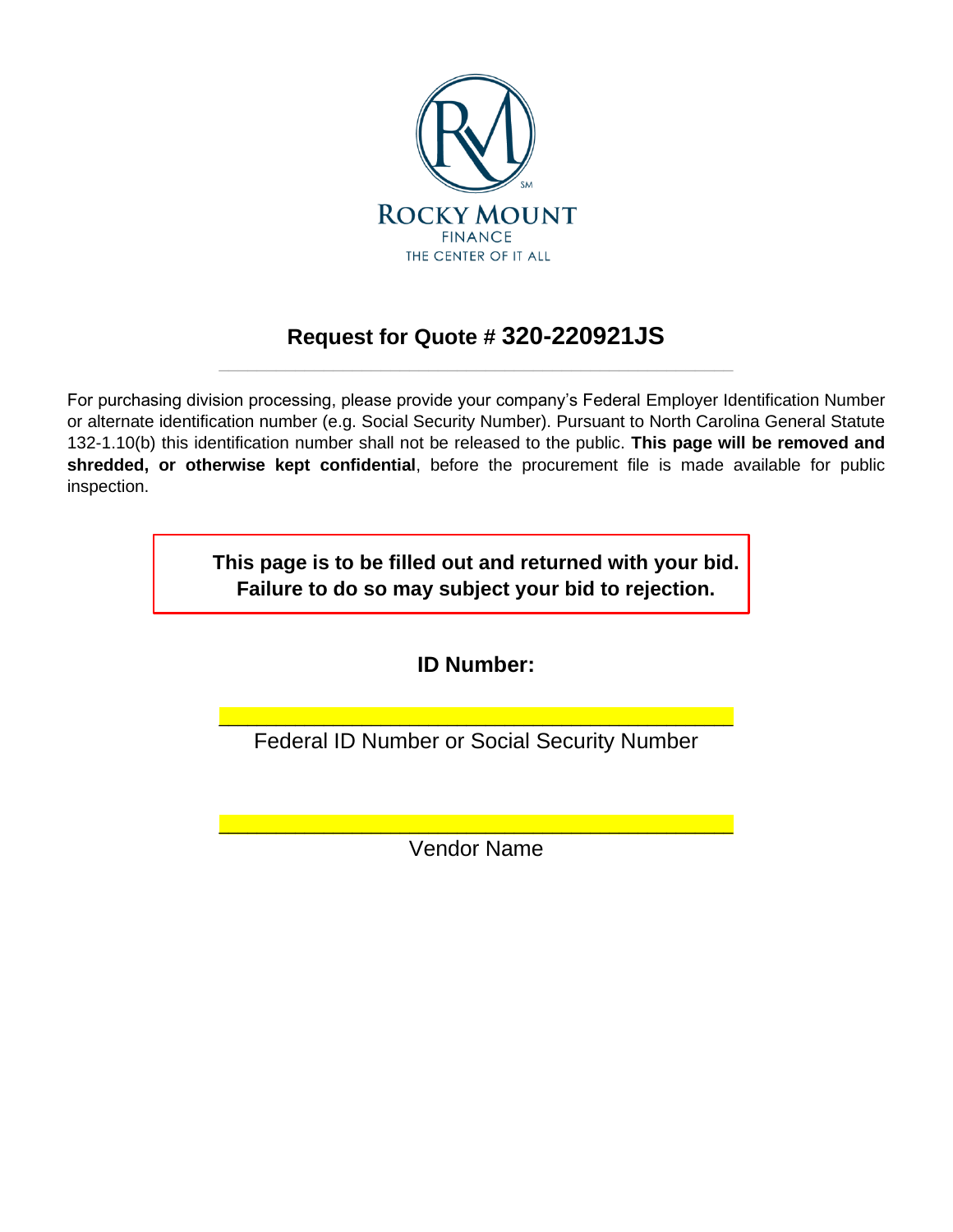ROCKY MOUNT

FINANCE

THE CENTER OF IT ALL

## Request for Quote # 320-220921JS

---

For purchasing division processing, please provide your company's Federal Employer Identification Number or alternate identification number (e.g. Social Security Number). Pursuant to North Carolina General Statute 132-1.10(b) this identification number shall not be released to the public. **This page will be removed and shredded, or otherwise kept confidential**, before the procurement file is made available for public inspection.

**This page is to be filled out and returned with your bid.**
**Failure to do so may subject your bid to rejection.**

**ID Number:**

\_\_\_\_\_\_\_\_\_\_\_\_\_\_\_\_\_\_\_\_\_\_\_\_\_\_\_\_\_\_\_\_\_\_\_\_\_\_\_\_

Federal ID Number or Social Security Number

\_\_\_\_\_\_\_\_\_\_\_\_\_\_\_\_\_\_\_\_\_\_\_\_\_\_\_\_\_\_\_\_\_\_\_\_\_\_\_\_

Vendor Name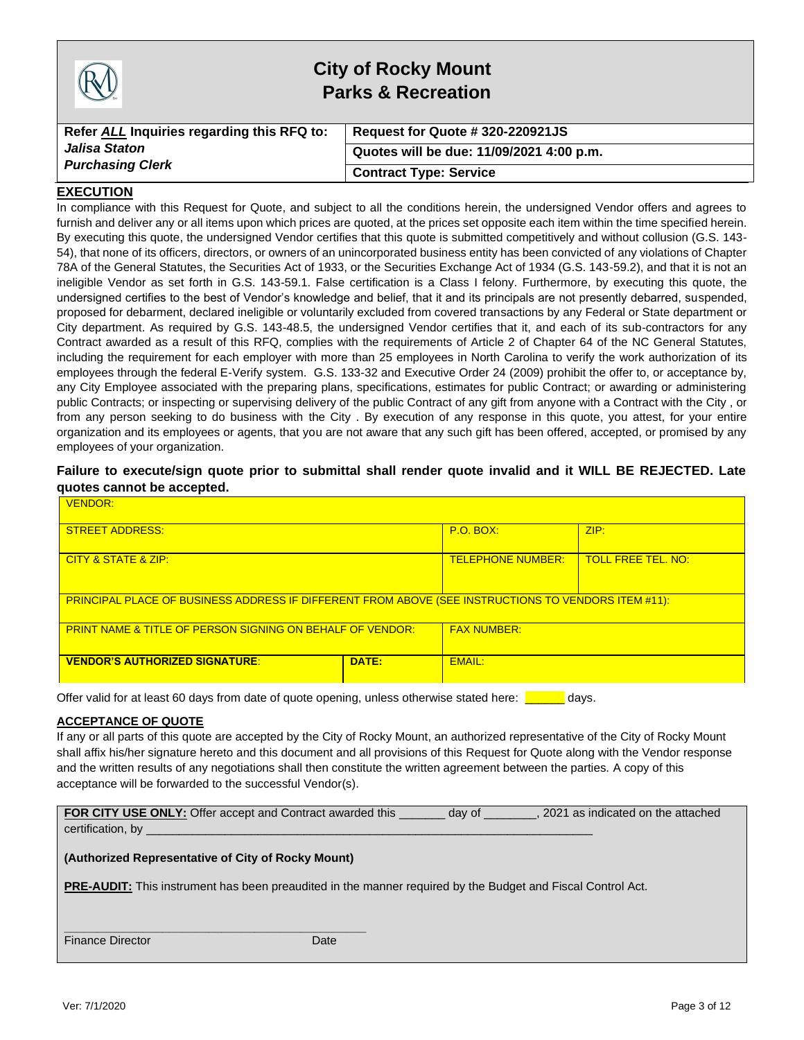# City of Rocky Mount
## Parks & Recreation

| Refer ***ALL*** Inquiries regarding this RFQ to: *Jalisa Staton* *Purchasing Clerk* | Request for Quote # 320-220921JS |
|---|---|
| | Quotes will be due: 11/09/2021 4:00 p.m. |
| | Contract Type: Service |

**EXECUTION**

In compliance with this Request for Quote, and subject to all the conditions herein, the undersigned Vendor offers and agrees to furnish and deliver any or all items upon which prices are quoted, at the prices set opposite each item within the time specified herein. By executing this quote, the undersigned Vendor certifies that this quote is submitted competitively and without collusion (G.S. 143-54), that none of its officers, directors, or owners of an unincorporated business entity has been convicted of any violations of Chapter 78A of the General Statutes, the Securities Act of 1933, or the Securities Exchange Act of 1934 (G.S. 143-59.2), and that it is not an ineligible Vendor as set forth in G.S. 143-59.1. False certification is a Class I felony. Furthermore, by executing this quote, the undersigned certifies to the best of Vendor's knowledge and belief, that it and its principals are not presently debarred, suspended, proposed for debarment, declared ineligible or voluntarily excluded from covered transactions by any Federal or State department or City department. As required by G.S. 143-48.5, the undersigned Vendor certifies that it, and each of its sub-contractors for any Contract awarded as a result of this RFQ, complies with the requirements of Article 2 of Chapter 64 of the NC General Statutes, including the requirement for each employer with more than 25 employees in North Carolina to verify the work authorization of its employees through the federal E-Verify system. G.S. 133-32 and Executive Order 24 (2009) prohibit the offer to, or acceptance by, any City Employee associated with the preparing plans, specifications, estimates for public Contract; or awarding or administering public Contracts; or inspecting or supervising delivery of the public Contract of any gift from anyone with a Contract with the City , or from any person seeking to do business with the City . By execution of any response in this quote, you attest, for your entire organization and its employees or agents, that you are not aware that any such gift has been offered, accepted, or promised by any employees of your organization.

**Failure to execute/sign quote prior to submittal shall render quote invalid and it WILL BE REJECTED. Late quotes cannot be accepted.**

| VENDOR: | | | |
|---|---|---|---|
| STREET ADDRESS: | | P.O. BOX: | ZIP: |
| CITY & STATE & ZIP: | | TELEPHONE NUMBER: | TOLL FREE TEL. NO: |
| PRINCIPAL PLACE OF BUSINESS ADDRESS IF DIFFERENT FROM ABOVE (SEE INSTRUCTIONS TO VENDORS ITEM #11): | | | |
| PRINT NAME & TITLE OF PERSON SIGNING ON BEHALF OF VENDOR: | | FAX NUMBER: | |
| **VENDOR'S AUTHORIZED SIGNATURE**: | **DATE:** | EMAIL: | |

Offer valid for at least 60 days from date of quote opening, unless otherwise stated here: ______ days.

**ACCEPTANCE OF QUOTE**

If any or all parts of this quote are accepted by the City of Rocky Mount, an authorized representative of the City of Rocky Mount shall affix his/her signature hereto and this document and all provisions of this Request for Quote along with the Vendor response and the written results of any negotiations shall then constitute the written agreement between the parties. A copy of this acceptance will be forwarded to the successful Vendor(s).

**FOR CITY USE ONLY:** Offer accept and Contract awarded this _______ day of ________, 2021 as indicated on the attached certification, by ______________________________________________________________

**(Authorized Representative of City of Rocky Mount)**

**PRE-AUDIT:** This instrument has been preaudited in the manner required by the Budget and Fiscal Control Act.

______________________________________________

Finance Director Date

Ver: 7/1/2020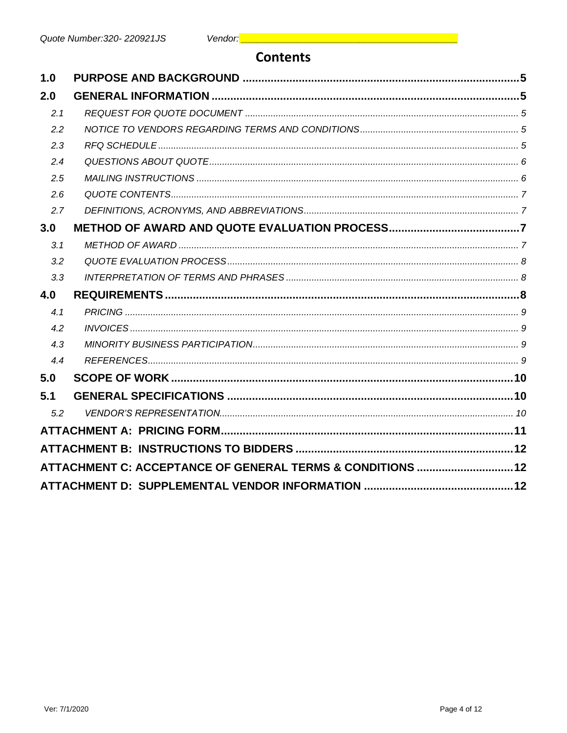# Contents

**1.0 PURPOSE AND BACKGROUND** ....................................................................................5

**2.0 GENERAL INFORMATION** ......................................................................................5

*2.1 REQUEST FOR QUOTE DOCUMENT* ........................................................................5

*2.2 NOTICE TO VENDORS REGARDING TERMS AND CONDITIONS* ..............................5

*2.3 RFQ SCHEDULE* ........................................................................................................5

*2.4 QUESTIONS ABOUT QUOTE* ....................................................................................6

*2.5 MAILING INSTRUCTIONS* .........................................................................................6

*2.6 QUOTE CONTENTS* ...................................................................................................7

*2.7 DEFINITIONS, ACRONYMS, AND ABBREVIATIONS* .................................................7

**3.0 METHOD OF AWARD AND QUOTE EVALUATION PROCESS** ..................................7

*3.1 METHOD OF AWARD* ................................................................................................7

*3.2 QUOTE EVALUATION PROCESS* ..............................................................................8

*3.3 INTERPRETATION OF TERMS AND PHRASES* .........................................................8

**4.0 REQUIREMENTS** ......................................................................................................8

*4.1 PRICING* ....................................................................................................................9

*4.2 INVOICES* .................................................................................................................9

*4.3 MINORITY BUSINESS PARTICIPATION* ....................................................................9

*4.4 REFERENCES* ............................................................................................................9

**5.0 SCOPE OF WORK** ....................................................................................................10

**5.1 GENERAL SPECIFICATIONS** ...................................................................................10

*5.2 VENDOR'S REPRESENTATION* ................................................................................10

**ATTACHMENT A: PRICING FORM** ...............................................................................11

**ATTACHMENT B: INSTRUCTIONS TO BIDDERS** .........................................................12

**ATTACHMENT C: ACCEPTANCE OF GENERAL TERMS & CONDITIONS** ....................12

**ATTACHMENT D: SUPPLEMENTAL VENDOR INFORMATION** ......................................12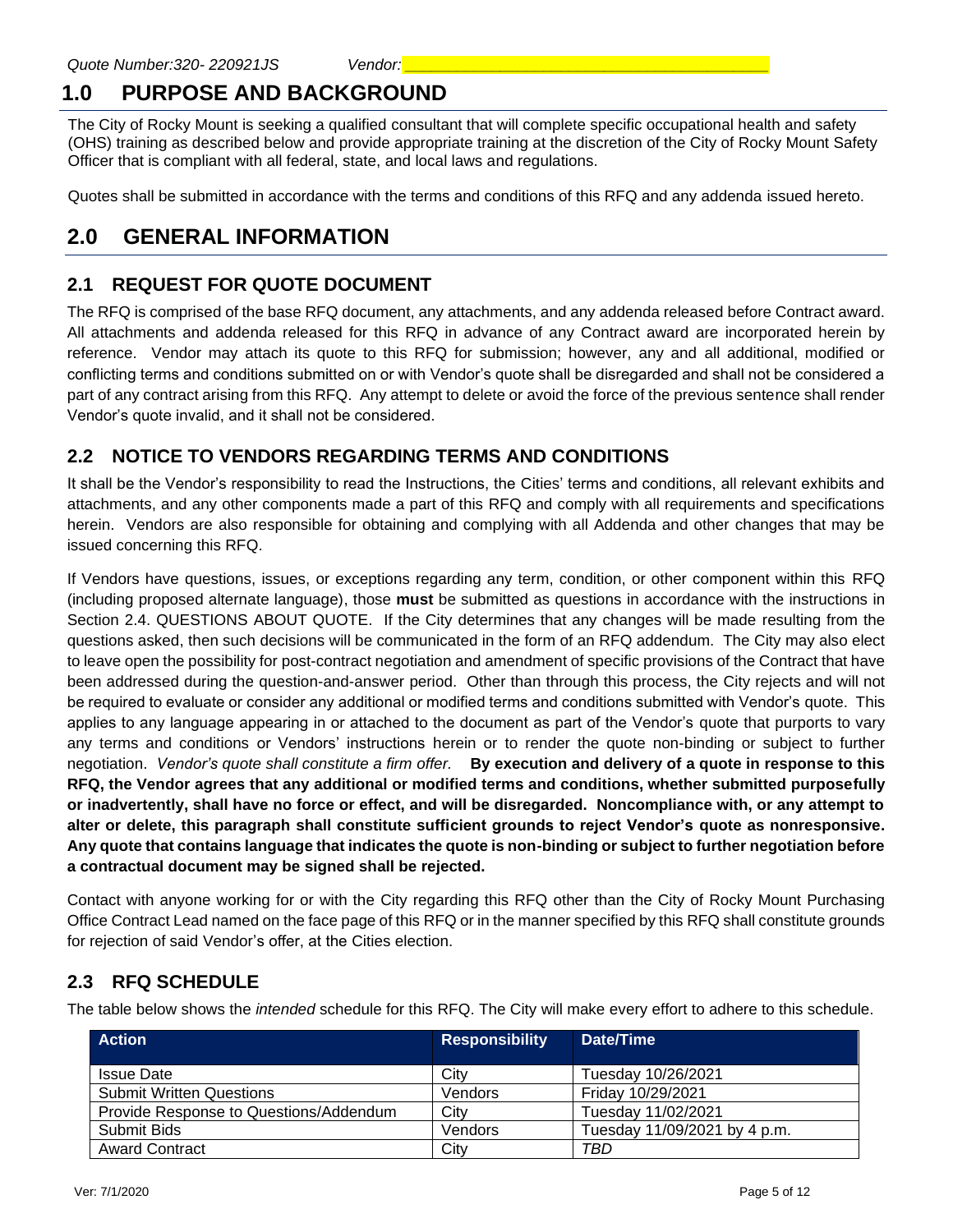# 1.0 PURPOSE AND BACKGROUND

The City of Rocky Mount is seeking a qualified consultant that will complete specific occupational health and safety (OHS) training as described below and provide appropriate training at the discretion of the City of Rocky Mount Safety Officer that is compliant with all federal, state, and local laws and regulations.

Quotes shall be submitted in accordance with the terms and conditions of this RFQ and any addenda issued hereto.

# 2.0 GENERAL INFORMATION

## 2.1 REQUEST FOR QUOTE DOCUMENT

The RFQ is comprised of the base RFQ document, any attachments, and any addenda released before Contract award. All attachments and addenda released for this RFQ in advance of any Contract award are incorporated herein by reference. Vendor may attach its quote to this RFQ for submission; however, any and all additional, modified or conflicting terms and conditions submitted on or with Vendor's quote shall be disregarded and shall not be considered a part of any contract arising from this RFQ. Any attempt to delete or avoid the force of the previous sentence shall render Vendor's quote invalid, and it shall not be considered.

## 2.2 NOTICE TO VENDORS REGARDING TERMS AND CONDITIONS

It shall be the Vendor's responsibility to read the Instructions, the Cities' terms and conditions, all relevant exhibits and attachments, and any other components made a part of this RFQ and comply with all requirements and specifications herein. Vendors are also responsible for obtaining and complying with all Addenda and other changes that may be issued concerning this RFQ.

If Vendors have questions, issues, or exceptions regarding any term, condition, or other component within this RFQ (including proposed alternate language), those **must** be submitted as questions in accordance with the instructions in Section 2.4. QUESTIONS ABOUT QUOTE. If the City determines that any changes will be made resulting from the questions asked, then such decisions will be communicated in the form of an RFQ addendum. The City may also elect to leave open the possibility for post-contract negotiation and amendment of specific provisions of the Contract that have been addressed during the question-and-answer period. Other than through this process, the City rejects and will not be required to evaluate or consider any additional or modified terms and conditions submitted with Vendor's quote. This applies to any language appearing in or attached to the document as part of the Vendor's quote that purports to vary any terms and conditions or Vendors' instructions herein or to render the quote non-binding or subject to further negotiation. *Vendor's quote shall constitute a firm offer.* **By execution and delivery of a quote in response to this RFQ, the Vendor agrees that any additional or modified terms and conditions, whether submitted purposefully or inadvertently, shall have no force or effect, and will be disregarded. Noncompliance with, or any attempt to alter or delete, this paragraph shall constitute sufficient grounds to reject Vendor's quote as nonresponsive. Any quote that contains language that indicates the quote is non-binding or subject to further negotiation before a contractual document may be signed shall be rejected.**

Contact with anyone working for or with the City regarding this RFQ other than the City of Rocky Mount Purchasing Office Contract Lead named on the face page of this RFQ or in the manner specified by this RFQ shall constitute grounds for rejection of said Vendor's offer, at the Cities election.

## 2.3 RFQ SCHEDULE

The table below shows the *intended* schedule for this RFQ. The City will make every effort to adhere to this schedule.

| Action | Responsibility | Date/Time |
|---|---|---|
| Issue Date | City | Tuesday 10/26/2021 |
| Submit Written Questions | Vendors | Friday 10/29/2021 |
| Provide Response to Questions/Addendum | City | Tuesday 11/02/2021 |
| Submit Bids | Vendors | Tuesday 11/09/2021 by 4 p.m. |
| Award Contract | City | *TBD* |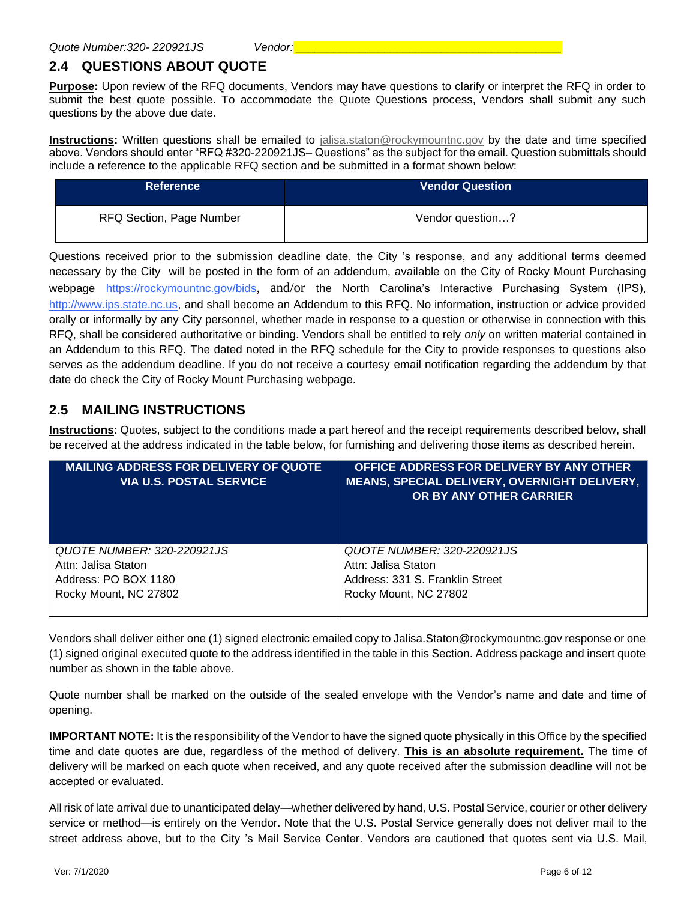Quote Number:320- 220921JS Vendor: ________________________________________

## 2.4 QUESTIONS ABOUT QUOTE

**Purpose:** Upon review of the RFQ documents, Vendors may have questions to clarify or interpret the RFQ in order to submit the best quote possible. To accommodate the Quote Questions process, Vendors shall submit any such questions by the above due date.

**Instructions:** Written questions shall be emailed to jalisa.staton@rockymountnc.gov by the date and time specified above. Vendors should enter "RFQ #320-220921JS– Questions" as the subject for the email. Question submittals should include a reference to the applicable RFQ section and be submitted in a format shown below:

| Reference | Vendor Question |
|---|---|
| RFQ Section, Page Number | Vendor question…? |

Questions received prior to the submission deadline date, the City 's response, and any additional terms deemed necessary by the City will be posted in the form of an addendum, available on the City of Rocky Mount Purchasing webpage https://rockymountnc.gov/bids, and/or the North Carolina's Interactive Purchasing System (IPS), http://www.ips.state.nc.us, and shall become an Addendum to this RFQ. No information, instruction or advice provided orally or informally by any City personnel, whether made in response to a question or otherwise in connection with this RFQ, shall be considered authoritative or binding. Vendors shall be entitled to rely *only* on written material contained in an Addendum to this RFQ. The dated noted in the RFQ schedule for the City to provide responses to questions also serves as the addendum deadline. If you do not receive a courtesy email notification regarding the addendum by that date do check the City of Rocky Mount Purchasing webpage.

## 2.5 MAILING INSTRUCTIONS

**Instructions**: Quotes, subject to the conditions made a part hereof and the receipt requirements described below, shall be received at the address indicated in the table below, for furnishing and delivering those items as described herein.

| MAILING ADDRESS FOR DELIVERY OF QUOTE VIA U.S. POSTAL SERVICE | OFFICE ADDRESS FOR DELIVERY BY ANY OTHER MEANS, SPECIAL DELIVERY, OVERNIGHT DELIVERY, OR BY ANY OTHER CARRIER |
|---|---|
| *QUOTE NUMBER: 320-220921JS*<br>Attn: Jalisa Staton<br>Address: PO BOX 1180<br>Rocky Mount, NC 27802 | *QUOTE NUMBER: 320-220921JS*<br>Attn: Jalisa Staton<br>Address: 331 S. Franklin Street<br>Rocky Mount, NC 27802 |

Vendors shall deliver either one (1) signed electronic emailed copy to Jalisa.Staton@rockymountnc.gov response or one (1) signed original executed quote to the address identified in the table in this Section. Address package and insert quote number as shown in the table above.

Quote number shall be marked on the outside of the sealed envelope with the Vendor's name and date and time of opening.

**IMPORTANT NOTE:** It is the responsibility of the Vendor to have the signed quote physically in this Office by the specified time and date quotes are due, regardless of the method of delivery. **This is an absolute requirement.** The time of delivery will be marked on each quote when received, and any quote received after the submission deadline will not be accepted or evaluated.

All risk of late arrival due to unanticipated delay—whether delivered by hand, U.S. Postal Service, courier or other delivery service or method—is entirely on the Vendor. Note that the U.S. Postal Service generally does not deliver mail to the street address above, but to the City 's Mail Service Center. Vendors are cautioned that quotes sent via U.S. Mail,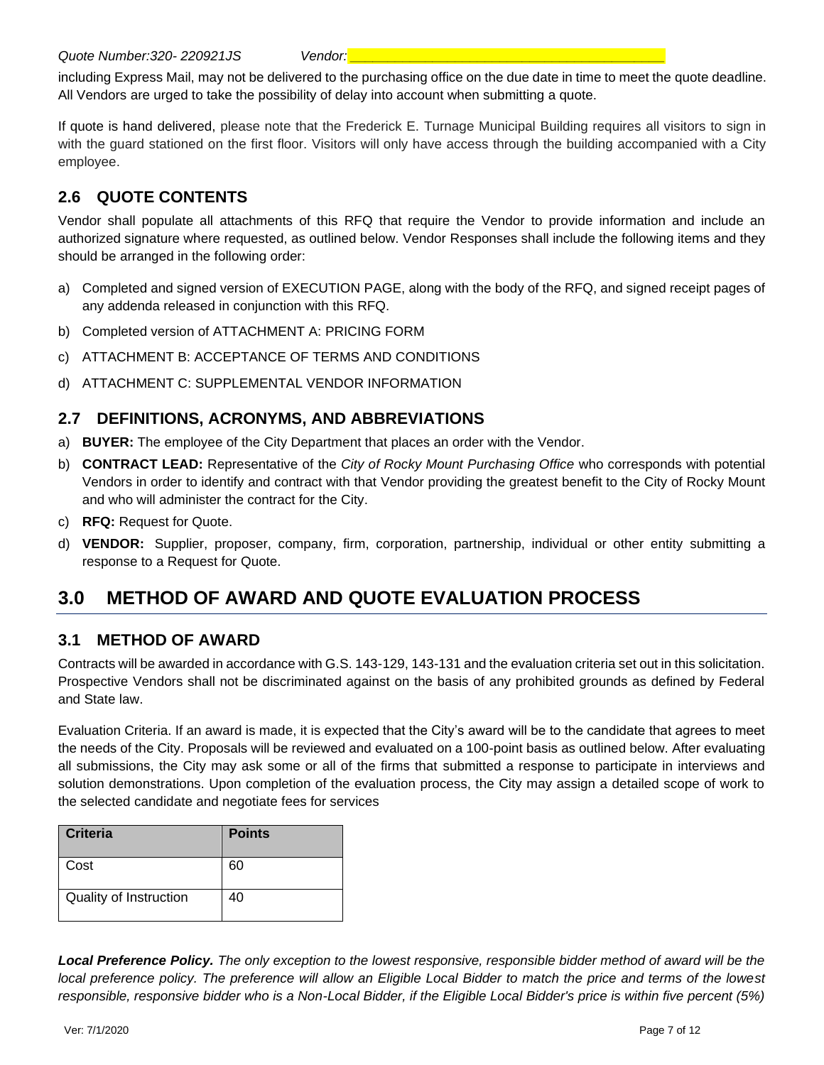including Express Mail, may not be delivered to the purchasing office on the due date in time to meet the quote deadline. All Vendors are urged to take the possibility of delay into account when submitting a quote.

If quote is hand delivered, please note that the Frederick E. Turnage Municipal Building requires all visitors to sign in with the guard stationed on the first floor. Visitors will only have access through the building accompanied with a City employee.

## 2.6 QUOTE CONTENTS

Vendor shall populate all attachments of this RFQ that require the Vendor to provide information and include an authorized signature where requested, as outlined below. Vendor Responses shall include the following items and they should be arranged in the following order:

a) Completed and signed version of EXECUTION PAGE, along with the body of the RFQ, and signed receipt pages of any addenda released in conjunction with this RFQ.
b) Completed version of ATTACHMENT A: PRICING FORM
c) ATTACHMENT B: ACCEPTANCE OF TERMS AND CONDITIONS
d) ATTACHMENT C: SUPPLEMENTAL VENDOR INFORMATION

## 2.7 DEFINITIONS, ACRONYMS, AND ABBREVIATIONS

a) **BUYER:** The employee of the City Department that places an order with the Vendor.
b) **CONTRACT LEAD:** Representative of the *City of Rocky Mount Purchasing Office* who corresponds with potential Vendors in order to identify and contract with that Vendor providing the greatest benefit to the City of Rocky Mount and who will administer the contract for the City.
c) **RFQ:** Request for Quote.
d) **VENDOR:** Supplier, proposer, company, firm, corporation, partnership, individual or other entity submitting a response to a Request for Quote.

# 3.0 METHOD OF AWARD AND QUOTE EVALUATION PROCESS

## 3.1 METHOD OF AWARD

Contracts will be awarded in accordance with G.S. 143-129, 143-131 and the evaluation criteria set out in this solicitation. Prospective Vendors shall not be discriminated against on the basis of any prohibited grounds as defined by Federal and State law.

Evaluation Criteria. If an award is made, it is expected that the City's award will be to the candidate that agrees to meet the needs of the City. Proposals will be reviewed and evaluated on a 100-point basis as outlined below. After evaluating all submissions, the City may ask some or all of the firms that submitted a response to participate in interviews and solution demonstrations. Upon completion of the evaluation process, the City may assign a detailed scope of work to the selected candidate and negotiate fees for services

| Criteria | Points |
|---|---|
| Cost | 60 |
| Quality of Instruction | 40 |

***Local Preference Policy.*** *The only exception to the lowest responsive, responsible bidder method of award will be the local preference policy. The preference will allow an Eligible Local Bidder to match the price and terms of the lowest responsible, responsive bidder who is a Non-Local Bidder, if the Eligible Local Bidder's price is within five percent (5%)*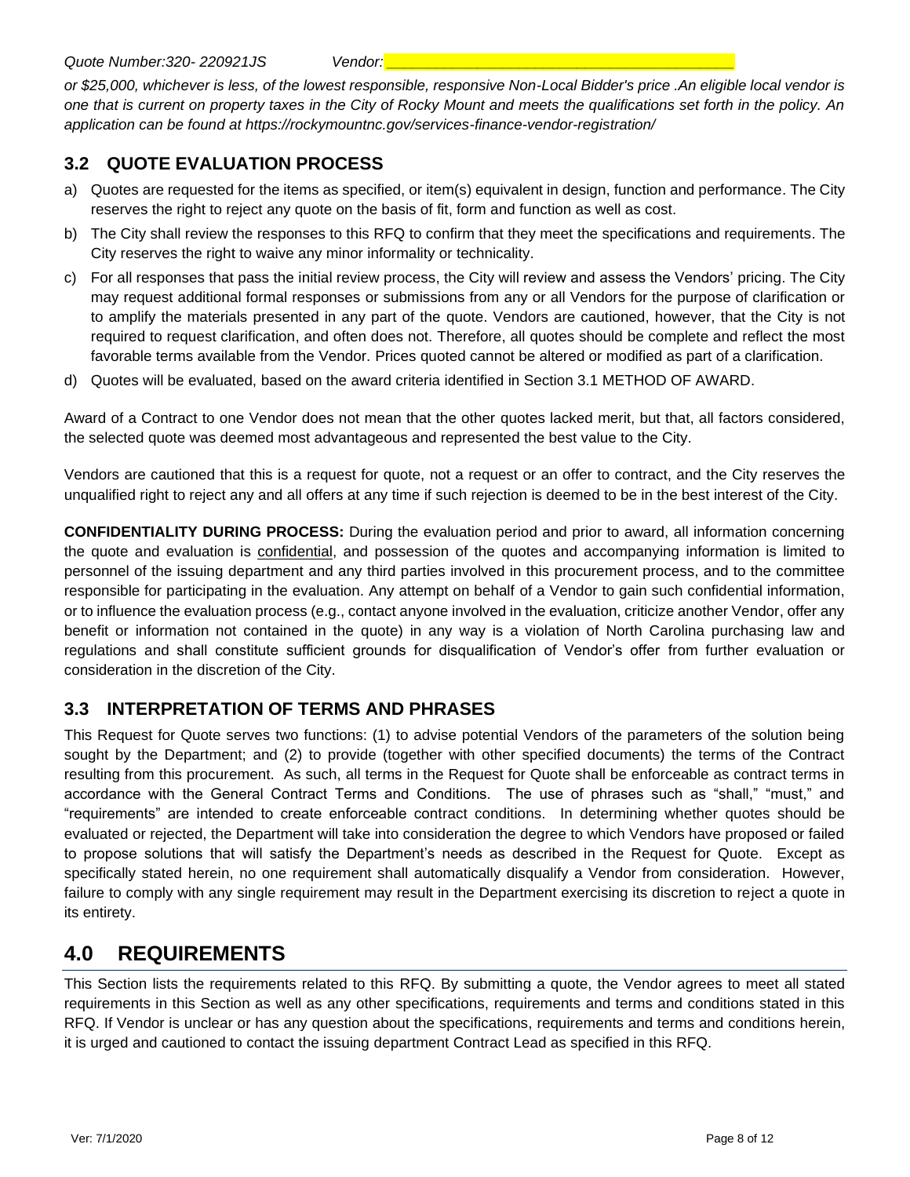*or $25,000, whichever is less, of the lowest responsible, responsive Non-Local Bidder's price .An eligible local vendor is one that is current on property taxes in the City of Rocky Mount and meets the qualifications set forth in the policy. An application can be found at https://rockymountnc.gov/services-finance-vendor-registration/*

## 3.2 QUOTE EVALUATION PROCESS

a) Quotes are requested for the items as specified, or item(s) equivalent in design, function and performance. The City reserves the right to reject any quote on the basis of fit, form and function as well as cost.

b) The City shall review the responses to this RFQ to confirm that they meet the specifications and requirements. The City reserves the right to waive any minor informality or technicality.

c) For all responses that pass the initial review process, the City will review and assess the Vendors' pricing. The City may request additional formal responses or submissions from any or all Vendors for the purpose of clarification or to amplify the materials presented in any part of the quote. Vendors are cautioned, however, that the City is not required to request clarification, and often does not. Therefore, all quotes should be complete and reflect the most favorable terms available from the Vendor. Prices quoted cannot be altered or modified as part of a clarification.

d) Quotes will be evaluated, based on the award criteria identified in Section 3.1 METHOD OF AWARD.

Award of a Contract to one Vendor does not mean that the other quotes lacked merit, but that, all factors considered, the selected quote was deemed most advantageous and represented the best value to the City.

Vendors are cautioned that this is a request for quote, not a request or an offer to contract, and the City reserves the unqualified right to reject any and all offers at any time if such rejection is deemed to be in the best interest of the City.

**CONFIDENTIALITY DURING PROCESS:** During the evaluation period and prior to award, all information concerning the quote and evaluation is confidential, and possession of the quotes and accompanying information is limited to personnel of the issuing department and any third parties involved in this procurement process, and to the committee responsible for participating in the evaluation. Any attempt on behalf of a Vendor to gain such confidential information, or to influence the evaluation process (e.g., contact anyone involved in the evaluation, criticize another Vendor, offer any benefit or information not contained in the quote) in any way is a violation of North Carolina purchasing law and regulations and shall constitute sufficient grounds for disqualification of Vendor's offer from further evaluation or consideration in the discretion of the City.

## 3.3 INTERPRETATION OF TERMS AND PHRASES

This Request for Quote serves two functions: (1) to advise potential Vendors of the parameters of the solution being sought by the Department; and (2) to provide (together with other specified documents) the terms of the Contract resulting from this procurement. As such, all terms in the Request for Quote shall be enforceable as contract terms in accordance with the General Contract Terms and Conditions. The use of phrases such as "shall," "must," and "requirements" are intended to create enforceable contract conditions. In determining whether quotes should be evaluated or rejected, the Department will take into consideration the degree to which Vendors have proposed or failed to propose solutions that will satisfy the Department's needs as described in the Request for Quote. Except as specifically stated herein, no one requirement shall automatically disqualify a Vendor from consideration. However, failure to comply with any single requirement may result in the Department exercising its discretion to reject a quote in its entirety.

# 4.0 REQUIREMENTS

This Section lists the requirements related to this RFQ. By submitting a quote, the Vendor agrees to meet all stated requirements in this Section as well as any other specifications, requirements and terms and conditions stated in this RFQ. If Vendor is unclear or has any question about the specifications, requirements and terms and conditions herein, it is urged and cautioned to contact the issuing department Contract Lead as specified in this RFQ.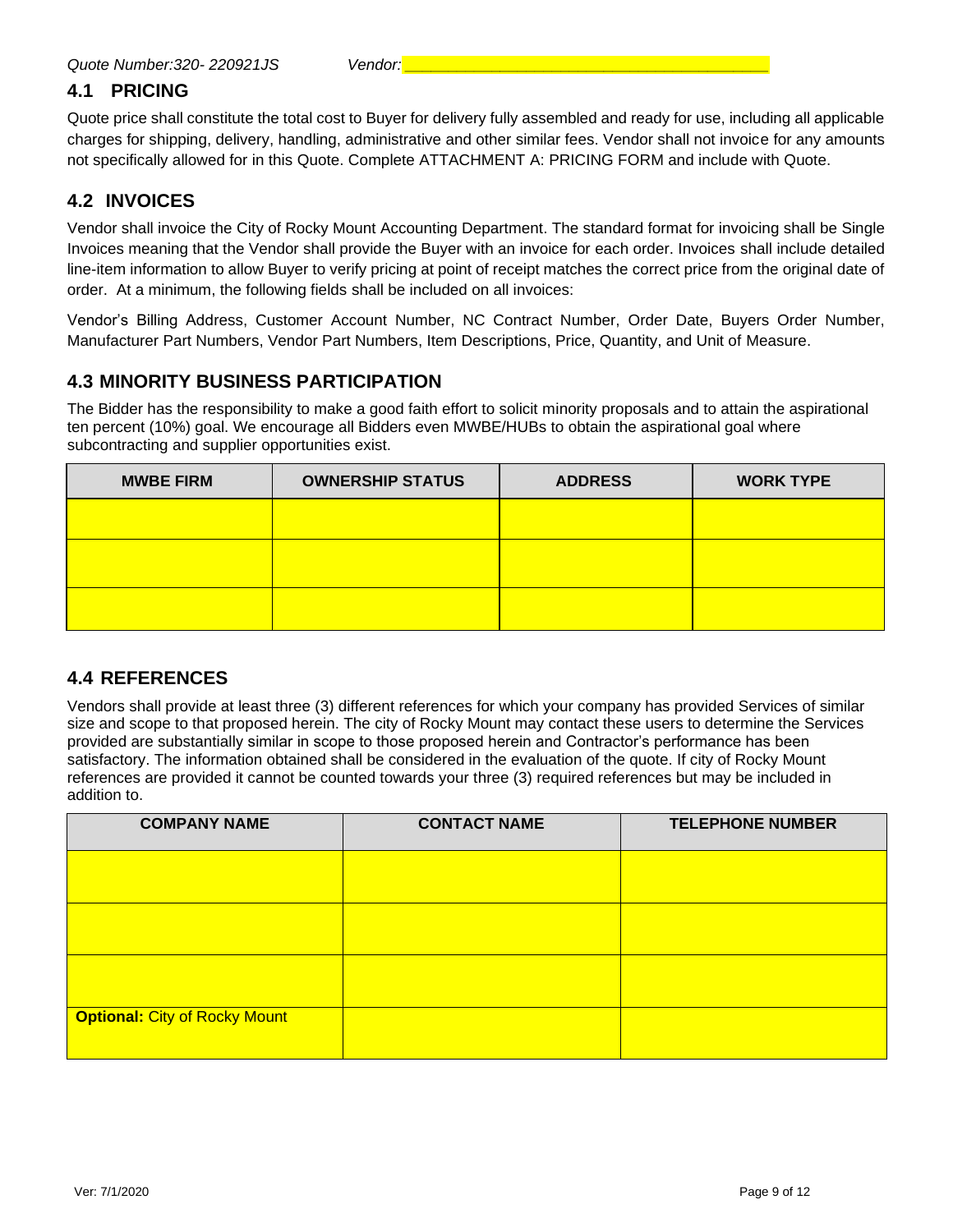*Quote Number:320- 220921JS* *Vendor:_________________________________________*

## 4.1 PRICING

Quote price shall constitute the total cost to Buyer for delivery fully assembled and ready for use, including all applicable charges for shipping, delivery, handling, administrative and other similar fees. Vendor shall not invoice for any amounts not specifically allowed for in this Quote. Complete ATTACHMENT A: PRICING FORM and include with Quote.

## 4.2 INVOICES

Vendor shall invoice the City of Rocky Mount Accounting Department. The standard format for invoicing shall be Single Invoices meaning that the Vendor shall provide the Buyer with an invoice for each order. Invoices shall include detailed line-item information to allow Buyer to verify pricing at point of receipt matches the correct price from the original date of order. At a minimum, the following fields shall be included on all invoices:

Vendor's Billing Address, Customer Account Number, NC Contract Number, Order Date, Buyers Order Number, Manufacturer Part Numbers, Vendor Part Numbers, Item Descriptions, Price, Quantity, and Unit of Measure.

## 4.3 MINORITY BUSINESS PARTICIPATION

The Bidder has the responsibility to make a good faith effort to solicit minority proposals and to attain the aspirational ten percent (10%) goal. We encourage all Bidders even MWBE/HUBs to obtain the aspirational goal where subcontracting and supplier opportunities exist.

| MWBE FIRM | OWNERSHIP STATUS | ADDRESS | WORK TYPE |
|---|---|---|---|
| | | | |
| | | | |
| | | | |

## 4.4 REFERENCES

Vendors shall provide at least three (3) different references for which your company has provided Services of similar size and scope to that proposed herein. The city of Rocky Mount may contact these users to determine the Services provided are substantially similar in scope to those proposed herein and Contractor's performance has been satisfactory. The information obtained shall be considered in the evaluation of the quote. If city of Rocky Mount references are provided it cannot be counted towards your three (3) required references but may be included in addition to.

| COMPANY NAME | CONTACT NAME | TELEPHONE NUMBER |
|---|---|---|
| | | |
| | | |
| | | |
| **Optional:** City of Rocky Mount | | |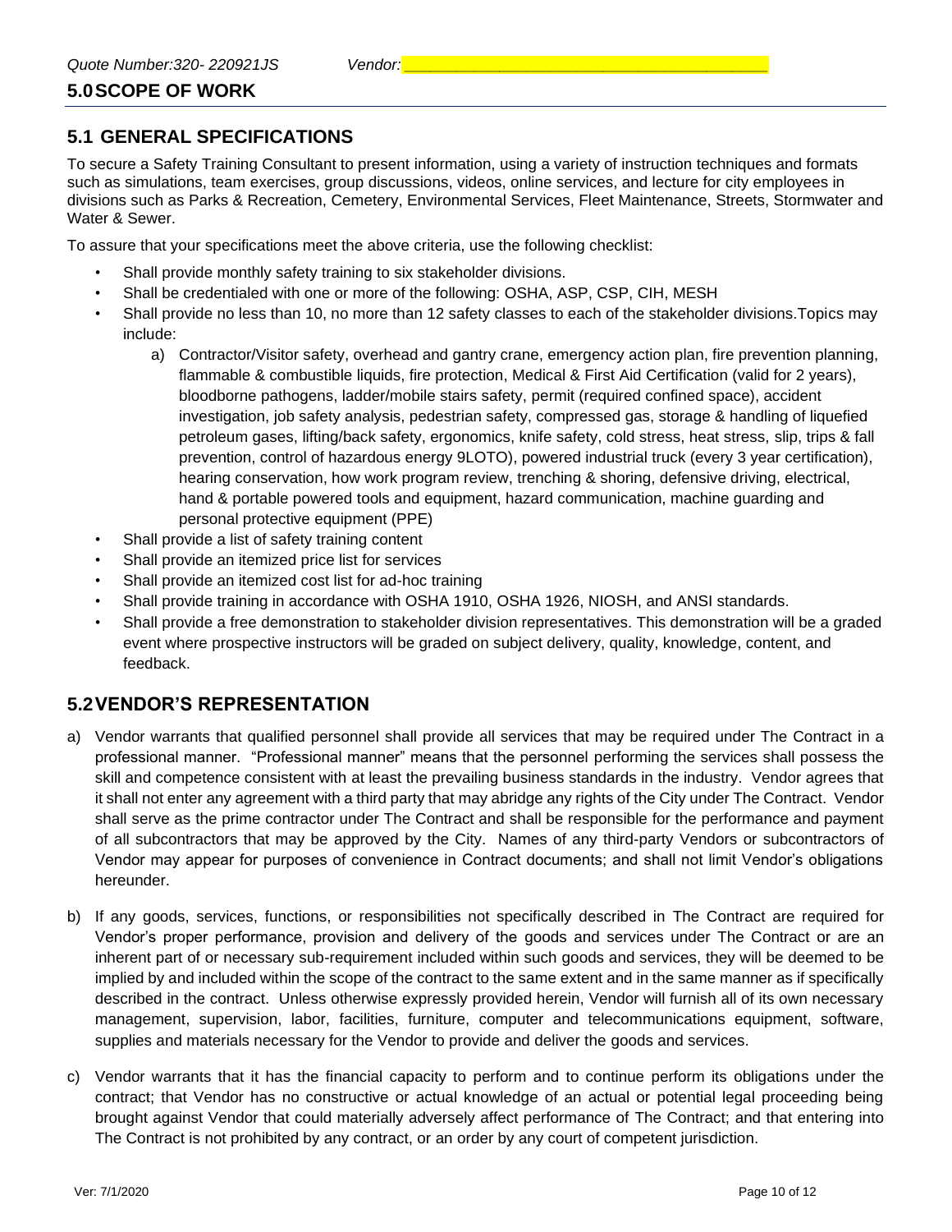*Quote Number:320- 220921JS* *Vendor:\_\_\_\_\_\_\_\_\_\_\_\_\_\_\_\_\_\_\_\_\_\_\_\_\_\_\_\_\_\_\_\_\_\_\_\_\_\_\_\_*

# 5.0 SCOPE OF WORK

## 5.1 GENERAL SPECIFICATIONS

To secure a Safety Training Consultant to present information, using a variety of instruction techniques and formats such as simulations, team exercises, group discussions, videos, online services, and lecture for city employees in divisions such as Parks & Recreation, Cemetery, Environmental Services, Fleet Maintenance, Streets, Stormwater and Water & Sewer.

To assure that your specifications meet the above criteria, use the following checklist:

- Shall provide monthly safety training to six stakeholder divisions.
- Shall be credentialed with one or more of the following: OSHA, ASP, CSP, CIH, MESH
- Shall provide no less than 10, no more than 12 safety classes to each of the stakeholder divisions.Topics may include:
  a) Contractor/Visitor safety, overhead and gantry crane, emergency action plan, fire prevention planning, flammable & combustible liquids, fire protection, Medical & First Aid Certification (valid for 2 years), bloodborne pathogens, ladder/mobile stairs safety, permit (required confined space), accident investigation, job safety analysis, pedestrian safety, compressed gas, storage & handling of liquefied petroleum gases, lifting/back safety, ergonomics, knife safety, cold stress, heat stress, slip, trips & fall prevention, control of hazardous energy 9LOTO), powered industrial truck (every 3 year certification), hearing conservation, how work program review, trenching & shoring, defensive driving, electrical, hand & portable powered tools and equipment, hazard communication, machine guarding and personal protective equipment (PPE)
- Shall provide a list of safety training content
- Shall provide an itemized price list for services
- Shall provide an itemized cost list for ad-hoc training
- Shall provide training in accordance with OSHA 1910, OSHA 1926, NIOSH, and ANSI standards.
- Shall provide a free demonstration to stakeholder division representatives. This demonstration will be a graded event where prospective instructors will be graded on subject delivery, quality, knowledge, content, and feedback.

## 5.2 VENDOR'S REPRESENTATION

a) Vendor warrants that qualified personnel shall provide all services that may be required under The Contract in a professional manner. "Professional manner" means that the personnel performing the services shall possess the skill and competence consistent with at least the prevailing business standards in the industry. Vendor agrees that it shall not enter any agreement with a third party that may abridge any rights of the City under The Contract. Vendor shall serve as the prime contractor under The Contract and shall be responsible for the performance and payment of all subcontractors that may be approved by the City. Names of any third-party Vendors or subcontractors of Vendor may appear for purposes of convenience in Contract documents; and shall not limit Vendor's obligations hereunder.

b) If any goods, services, functions, or responsibilities not specifically described in The Contract are required for Vendor's proper performance, provision and delivery of the goods and services under The Contract or are an inherent part of or necessary sub-requirement included within such goods and services, they will be deemed to be implied by and included within the scope of the contract to the same extent and in the same manner as if specifically described in the contract. Unless otherwise expressly provided herein, Vendor will furnish all of its own necessary management, supervision, labor, facilities, furniture, computer and telecommunications equipment, software, supplies and materials necessary for the Vendor to provide and deliver the goods and services.

c) Vendor warrants that it has the financial capacity to perform and to continue perform its obligations under the contract; that Vendor has no constructive or actual knowledge of an actual or potential legal proceeding being brought against Vendor that could materially adversely affect performance of The Contract; and that entering into The Contract is not prohibited by any contract, or an order by any court of competent jurisdiction.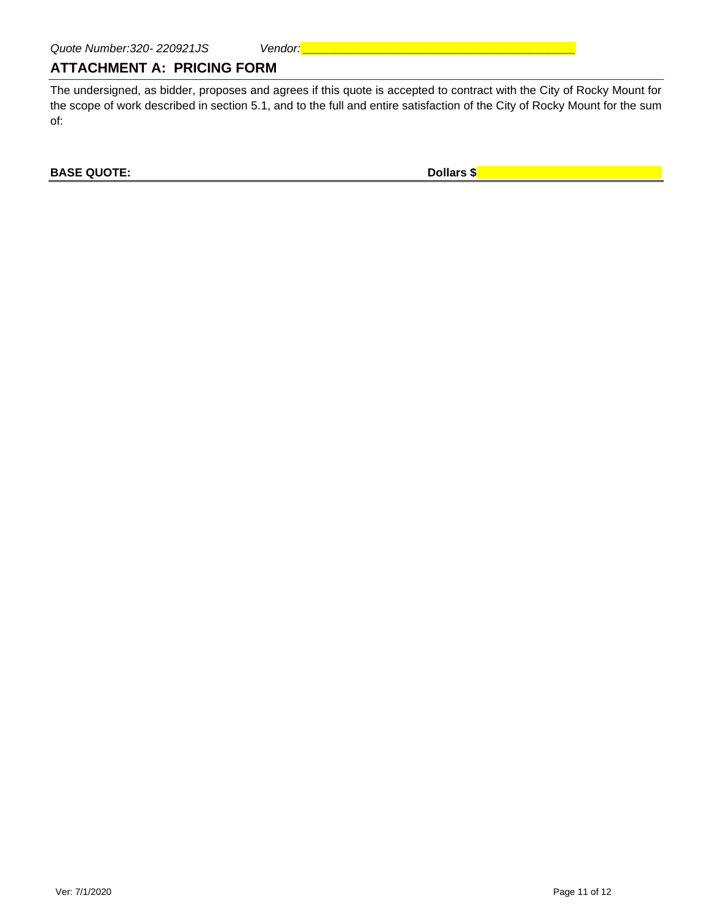*Quote Number:320- 220921JS* *Vendor:* ______________________________________

## ATTACHMENT A: PRICING FORM

The undersigned, as bidder, proposes and agrees if this quote is accepted to contract with the City of Rocky Mount for the scope of work described in section 5.1, and to the full and entire satisfaction of the City of Rocky Mount for the sum of:

**BASE QUOTE:** **Dollars $** ______________________________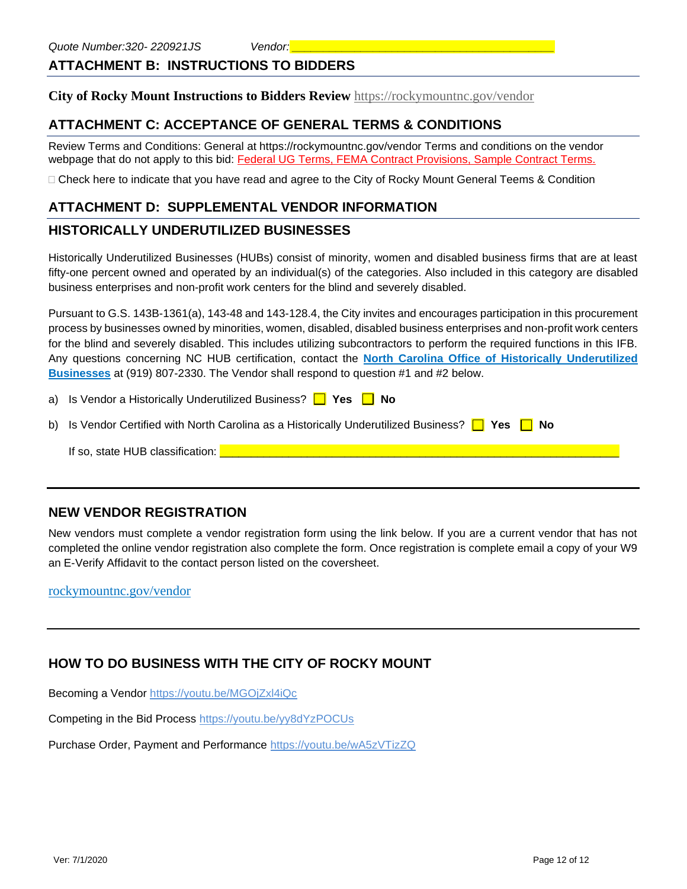*Quote Number:320- 220921JS* *Vendor:*\_\_\_\_\_\_\_\_\_\_\_\_\_\_\_\_\_\_\_\_\_\_\_\_\_\_\_\_\_\_\_\_\_\_\_\_\_\_\_\_

## ATTACHMENT B: INSTRUCTIONS TO BIDDERS

**City of Rocky Mount Instructions to Bidders Review** https://rockymountnc.gov/vendor

## ATTACHMENT C: ACCEPTANCE OF GENERAL TERMS & CONDITIONS

Review Terms and Conditions: General at https://rockymountnc.gov/vendor Terms and conditions on the vendor webpage that do not apply to this bid: Federal UG Terms, FEMA Contract Provisions, Sample Contract Terms.

☐ Check here to indicate that you have read and agree to the City of Rocky Mount General Teems & Condition

## ATTACHMENT D: SUPPLEMENTAL VENDOR INFORMATION

## HISTORICALLY UNDERUTILIZED BUSINESSES

Historically Underutilized Businesses (HUBs) consist of minority, women and disabled business firms that are at least fifty-one percent owned and operated by an individual(s) of the categories. Also included in this category are disabled business enterprises and non-profit work centers for the blind and severely disabled.

Pursuant to G.S. 143B-1361(a), 143-48 and 143-128.4, the City invites and encourages participation in this procurement process by businesses owned by minorities, women, disabled, disabled business enterprises and non-profit work centers for the blind and severely disabled. This includes utilizing subcontractors to perform the required functions in this IFB. Any questions concerning NC HUB certification, contact the **North Carolina Office of Historically Underutilized Businesses** at (919) 807-2330. The Vendor shall respond to question #1 and #2 below.

a) Is Vendor a Historically Underutilized Business? ☐ **Yes** ☐ **No**

b) Is Vendor Certified with North Carolina as a Historically Underutilized Business? ☐ **Yes** ☐ **No**

If so, state HUB classification: \_\_\_\_\_\_\_\_\_\_\_\_\_\_\_\_\_\_\_\_\_\_\_\_\_\_\_\_\_\_\_\_\_\_\_\_\_\_\_\_\_\_\_\_\_\_\_\_\_\_\_\_\_\_\_\_\_\_\_\_

---

## NEW VENDOR REGISTRATION

New vendors must complete a vendor registration form using the link below. If you are a current vendor that has not completed the online vendor registration also complete the form. Once registration is complete email a copy of your W9 an E-Verify Affidavit to the contact person listed on the coversheet.

rockymountnc.gov/vendor

---

## HOW TO DO BUSINESS WITH THE CITY OF ROCKY MOUNT

Becoming a Vendor https://youtu.be/MGOjZxl4iQc

Competing in the Bid Process https://youtu.be/yy8dYzPOCUs

Purchase Order, Payment and Performance https://youtu.be/wA5zVTizZQ

Ver: 7/1/2020